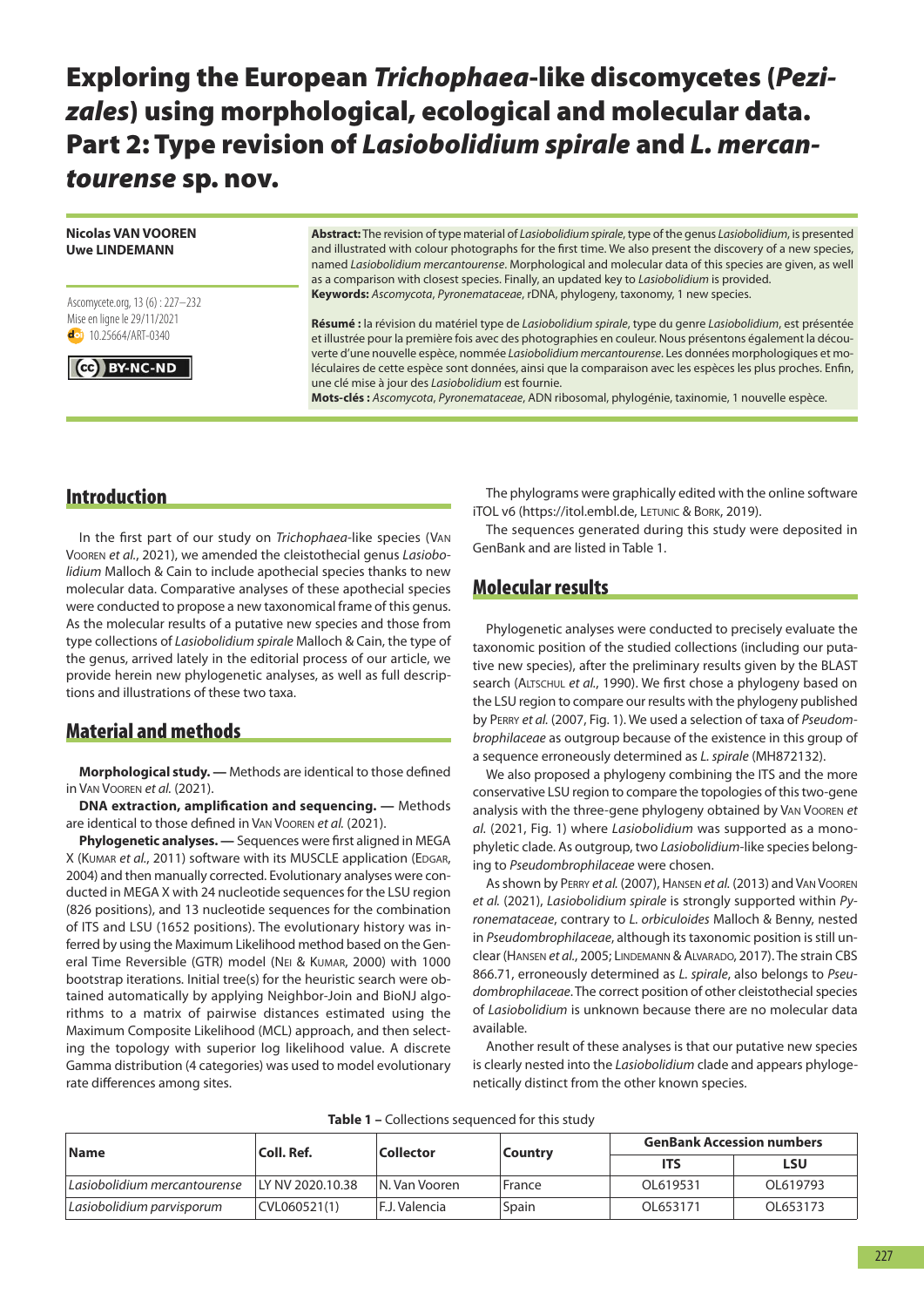# Exploring the European *Trichophaea*-like discomycetes (*Pezizales*) using morphological, ecological and molecular data. Part 2: Type revision of *Lasiobolidium spirale* and *L. mercantourense* sp. nov.

**Nicolas VAN VOOREN**
**Uwe LINDEMANN**

Ascomycete.org, 13 (6) : 227–232
Mise en ligne le 29/11/2021
10.25664/ART-0340

CC BY-NC-ND

**Abstract:** The revision of type material of *Lasiobolidium spirale*, type of the genus *Lasiobolidium*, is presented and illustrated with colour photographs for the first time. We also present the discovery of a new species, named *Lasiobolidium mercantourense*. Morphological and molecular data of this species are given, as well as a comparison with closest species. Finally, an updated key to *Lasiobolidium* is provided.

**Keywords:** *Ascomycota*, *Pyronemataceae*, rDNA, phylogeny, taxonomy, 1 new species.

**Résumé :** la révision du matériel type de *Lasiobolidium spirale*, type du genre *Lasiobolidium*, est présentée et illustrée pour la première fois avec des photographies en couleur. Nous présentons également la découverte d'une nouvelle espèce, nommée *Lasiobolidium mercantourense*. Les données morphologiques et moléculaires de cette espèce sont données, ainsi que la comparaison avec les espèces les plus proches. Enfin, une clé mise à jour des *Lasiobolidium* est fournie.

**Mots-clés :** *Ascomycota*, *Pyronemataceae*, ADN ribosomal, phylogénie, taxinomie, 1 nouvelle espèce.

## Introduction

In the first part of our study on *Trichophaea*-like species (Van Vooren *et al.*, 2021), we amended the cleistothecial genus *Lasiobolidium* Malloch & Cain to include apothecial species thanks to new molecular data. Comparative analyses of these apothecial species were conducted to propose a new taxonomical frame of this genus. As the molecular results of a putative new species and those from type collections of *Lasiobolidium spirale* Malloch & Cain, the type of the genus, arrived lately in the editorial process of our article, we provide herein new phylogenetic analyses, as well as full descriptions and illustrations of these two taxa.

## Material and methods

**Morphological study. —** Methods are identical to those defined in Van Vooren *et al.* (2021).

**DNA extraction, amplification and sequencing. —** Methods are identical to those defined in Van Vooren *et al.* (2021).

**Phylogenetic analyses. —** Sequences were first aligned in MEGA X (Kumar *et al.*, 2011) software with its MUSCLE application (Edgar, 2004) and then manually corrected. Evolutionary analyses were conducted in MEGA X with 24 nucleotide sequences for the LSU region (826 positions), and 13 nucleotide sequences for the combination of ITS and LSU (1652 positions). The evolutionary history was inferred by using the Maximum Likelihood method based on the General Time Reversible (GTR) model (Nei & Kumar, 2000) with 1000 bootstrap iterations. Initial tree(s) for the heuristic search were obtained automatically by applying Neighbor-Join and BioNJ algorithms to a matrix of pairwise distances estimated using the Maximum Composite Likelihood (MCL) approach, and then selecting the topology with superior log likelihood value. A discrete Gamma distribution (4 categories) was used to model evolutionary rate differences among sites.

The phylograms were graphically edited with the online software iTOL v6 (https://itol.embl.de, Letunic & Bork, 2019).

The sequences generated during this study were deposited in GenBank and are listed in Table 1.

## Molecular results

Phylogenetic analyses were conducted to precisely evaluate the taxonomic position of the studied collections (including our putative new species), after the preliminary results given by the BLAST search (Altschul *et al.*, 1990). We first chose a phylogeny based on the LSU region to compare our results with the phylogeny published by Perry *et al.* (2007, Fig. 1). We used a selection of taxa of *Pseudombrophilaceae* as outgroup because of the existence in this group of a sequence erroneously determined as *L. spirale* (MH872132).

We also proposed a phylogeny combining the ITS and the more conservative LSU region to compare the topologies of this two-gene analysis with the three-gene phylogeny obtained by Van Vooren *et al.* (2021, Fig. 1) where *Lasiobolidium* was supported as a monophyletic clade. As outgroup, two *Lasiobolidium*-like species belonging to *Pseudombrophilaceae* were chosen.

As shown by Perry *et al.* (2007), Hansen *et al.* (2013) and Van Vooren *et al.* (2021), *Lasiobolidium spirale* is strongly supported within *Pyronemataceae*, contrary to *L. orbiculoides* Malloch & Benny, nested in *Pseudombrophilaceae*, although its taxonomic position is still unclear (Hansen *et al.*, 2005; Lindemann & Alvarado, 2017). The strain CBS 866.71, erroneously determined as *L. spirale*, also belongs to *Pseudombrophilaceae*. The correct position of other cleistothecial species of *Lasiobolidium* is unknown because there are no molecular data available.

Another result of these analyses is that our putative new species is clearly nested into the *Lasiobolidium* clade and appears phylogenetically distinct from the other known species.

**Table 1 –** Collections sequenced for this study

| Name | Coll. Ref. | Collector | Country | GenBank Accession numbers | |
|---|---|---|---|---|---|
| | | | | ITS | LSU |
| *Lasiobolidium mercantourense* | LY NV 2020.10.38 | N. Van Vooren | France | OL619531 | OL619793 |
| *Lasiobolidium parvisporum* | CVL060521(1) | F.J. Valencia | Spain | OL653171 | OL653173 |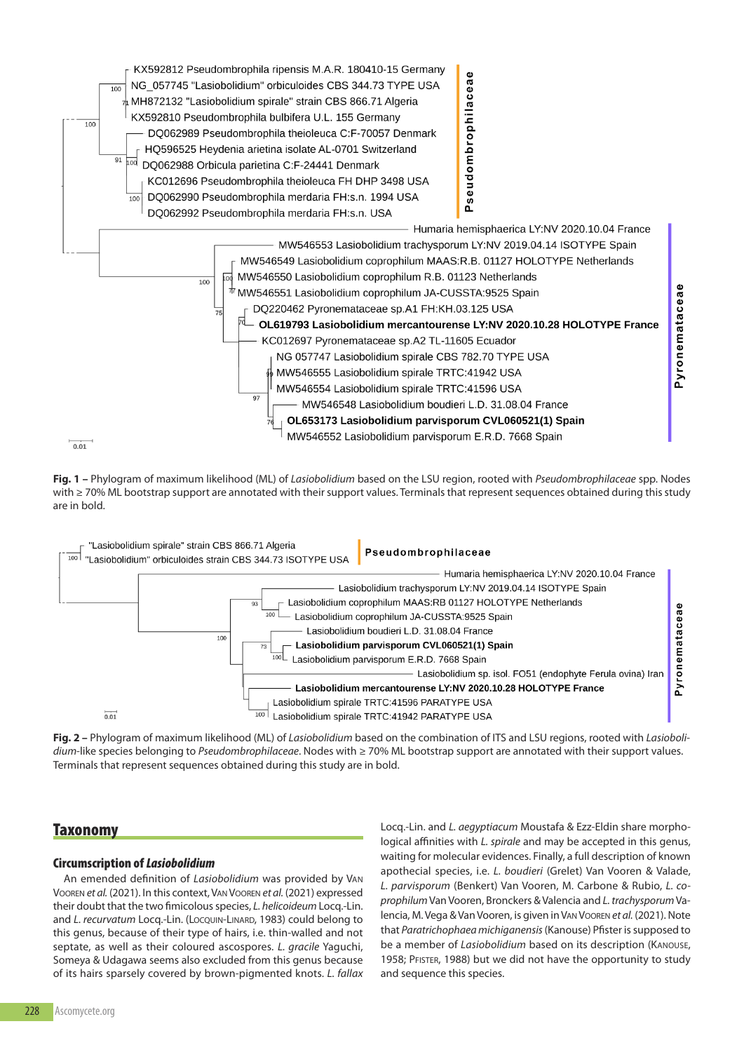**Fig. 1 –** Phylogram of maximum likelihood (ML) of *Lasiobolidium* based on the LSU region, rooted with *Pseudombrophilaceae* spp. Nodes with ≥ 70% ML bootstrap support are annotated with their support values. Terminals that represent sequences obtained during this study are in bold.

**Fig. 2 –** Phylogram of maximum likelihood (ML) of *Lasiobolidium* based on the combination of ITS and LSU regions, rooted with *Lasiobolidium*-like species belonging to *Pseudombrophilaceae*. Nodes with ≥ 70% ML bootstrap support are annotated with their support values. Terminals that represent sequences obtained during this study are in bold.

## Taxonomy

### Circumscription of *Lasiobolidium*

An emended definition of *Lasiobolidium* was provided by Van Vooren *et al.* (2021). In this context, Van Vooren *et al.* (2021) expressed their doubt that the two fimicolous species, *L. helicoideum* Locq.-Lin. and *L. recurvatum* Locq.-Lin. (Locquin-Linard, 1983) could belong to this genus, because of their type of hairs, i.e. thin-walled and not septate, as well as their coloured ascospores. *L. gracile* Yaguchi, Someya & Udagawa seems also excluded from this genus because of its hairs sparsely covered by brown-pigmented knots. *L. fallax* Locq.-Lin. and *L. aegyptiacum* Moustafa & Ezz-Eldin share morphological affinities with *L. spirale* and may be accepted in this genus, waiting for molecular evidences. Finally, a full description of known apothecial species, i.e. *L. boudieri* (Grelet) Van Vooren & Valade, *L. parvisporum* (Benkert) Van Vooren, M. Carbone & Rubio, *L. coprophilum* Van Vooren, Bronckers & Valencia and *L. trachysporum* Valencia, M. Vega & Van Vooren, is given in Van Vooren *et al.* (2021). Note that *Paratrichophaea michiganensis* (Kanouse) Pfister is supposed to be a member of *Lasiobolidium* based on its description (Kanouse, 1958; Pfister, 1988) but we did not have the opportunity to study and sequence this species.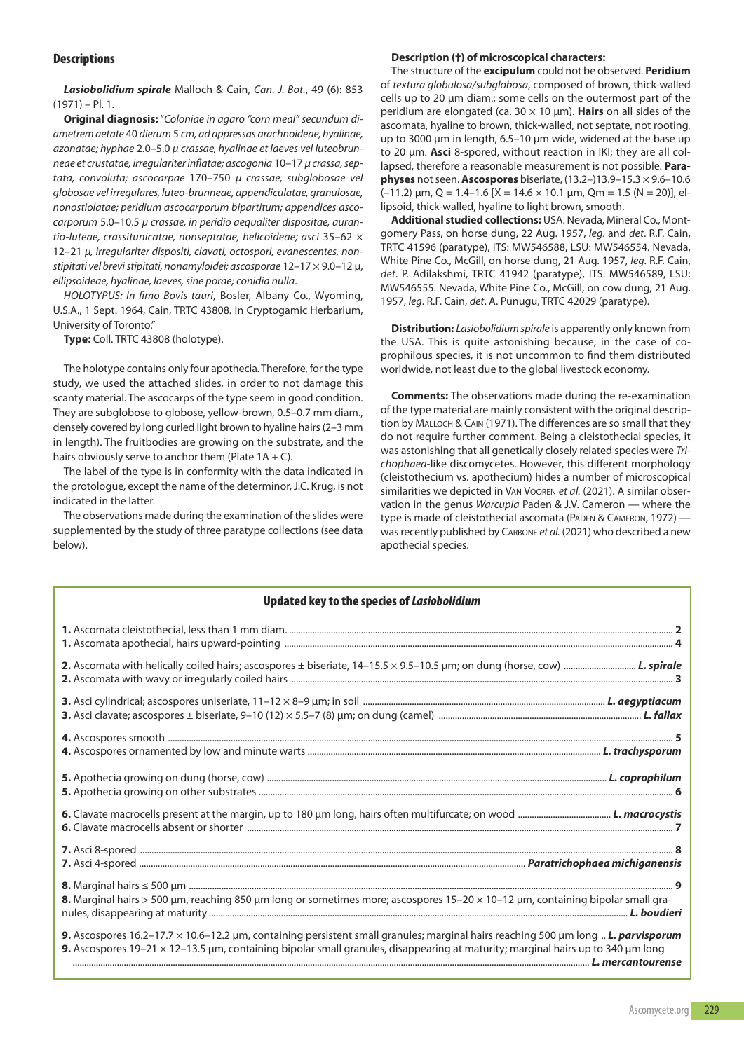## Descriptions

***Lasiobolidium spirale*** Malloch & Cain, *Can. J. Bot.*, 49 (6): 853 (1971) – Pl. 1.

**Original diagnosis:** "*Coloniae in agaro "corn meal" secundum diametrem aetate* 40 *dierum* 5 *cm, ad appressas arachnoideae, hyalinae, azonatae; hyphae* 2.0–5.0 *µ crassae, hyalinae et laeves vel luteobrunneae et crustatae, irregulariter inflatae; ascogonia* 10–17 *µ crassa, septata, convoluta; ascocarpae* 170–750 *µ crassae, subglobosae vel globosae vel irregulares, luteo-brunneae, appendiculatae, granulosae, nonostiolatae; peridium ascocarporum bipartitum; appendices ascocarporum* 5.0–10.5 *µ crassae, in peridio aequaliter dispositae, auranti­o-luteae, crassitunicatae, nonseptatae, helicoideae; asci* 35–62 × 12–21 *µ, irregulariter dispositi, clavati, octospori, evanescentes, nonstipitati vel brevi stipitati, nonamyloidei; ascosporae* 12–17 × 9.0–12 µ, *ellipsoideae, hyalinae, laeves, sine porae; conidia nulla*.

*HOLOTYPUS: In fimo Bovis tauri*, Bosler, Albany Co., Wyoming, U.S.A., 1 Sept. 1964, Cain, TRTC 43808. In Cryptogamic Herbarium, University of Toronto."

**Type:** Coll. TRTC 43808 (holotype).

The holotype contains only four apothecia. Therefore, for the type study, we used the attached slides, in order to not damage this scanty material. The ascocarps of the type seem in good condition. They are subglobose to globose, yellow-brown, 0.5–0.7 mm diam., densely covered by long curled light brown to hyaline hairs (2–3 mm in length). The fruitbodies are growing on the substrate, and the hairs obviously serve to anchor them (Plate 1A + C).

The label of the type is in conformity with the data indicated in the protologue, except the name of the determinor, J.C. Krug, is not indicated in the latter.

The observations made during the examination of the slides were supplemented by the study of three paratype collections (see data below).

**Description (†) of microscopical characters:**

The structure of the **excipulum** could not be observed. **Peridium** of *textura globulosa/subglobosa*, composed of brown, thick-walled cells up to 20 µm diam.; some cells on the outermost part of the peridium are elongated (ca. 30 × 10 µm). **Hairs** on all sides of the ascomata, hyaline to brown, thick-walled, not septate, not rooting, up to 3000 µm in length, 6.5–10 µm wide, widened at the base up to 20 µm. **Asci** 8-spored, without reaction in IKI; they are all collapsed, therefore a reasonable measurement is not possible. **Paraphyses** not seen. **Ascospores** biseriate, (13.2–)13.9–15.3 × 9.6–10.6 (–11.2) µm, Q = 1.4–1.6 [X = 14.6 × 10.1 µm, Qm = 1.5 (N = 20)], ellipsoid, thick-walled, hyaline to light brown, smooth.

**Additional studied collections:** USA. Nevada, Mineral Co., Montgomery Pass, on horse dung, 22 Aug. 1957, *leg*. and *det*. R.F. Cain, TRTC 41596 (paratype), ITS: MW546588, LSU: MW546554. Nevada, White Pine Co., McGill, on horse dung, 21 Aug. 1957, *leg*. R.F. Cain, *det*. P. Adilakshmi, TRTC 41942 (paratype), ITS: MW546589, LSU: MW546555. Nevada, White Pine Co., McGill, on cow dung, 21 Aug. 1957, *leg*. R.F. Cain, *det*. A. Punugu, TRTC 42029 (paratype).

**Distribution:** *Lasiobolidium spirale* is apparently only known from the USA. This is quite astonishing because, in the case of coprophilous species, it is not uncommon to find them distributed worldwide, not least due to the global livestock economy.

**Comments:** The observations made during the re-examination of the type material are mainly consistent with the original description by Malloch & Cain (1971). The differences are so small that they do not require further comment. Being a cleistothecial species, it was astonishing that all genetically closely related species were *Trichophaea*-like discomycetes. However, this different morphology (cleistothecium vs. apothecium) hides a number of microscopical similarities we depicted in Van Vooren *et al.* (2021). A similar observation in the genus *Warcupia* Paden & J.V. Cameron — where the type is made of cleistothecial ascomata (Paden & Cameron, 1972) — was recently published by Carbone *et al.* (2021) who described a new apothecial species.

## Updated key to the species of *Lasiobolidium*

**1.** Ascomata cleistothecial, less than 1 mm diam. .......... **2**
**1.** Ascomata apothecial, hairs upward-pointing .......... **4**

**2.** Ascomata with helically coiled hairs; ascospores ± biseriate, 14–15.5 × 9.5–10.5 µm; on dung (horse, cow) .......... ***L. spirale***
**2.** Ascomata with wavy or irregularly coiled hairs .......... **3**

**3.** Asci cylindrical; ascospores uniseriate, 11–12 × 8–9 µm; in soil .......... ***L. aegyptiacum***
**3.** Asci clavate; ascospores ± biseriate, 9–10 (12) × 5.5–7 (8) µm; on dung (camel) .......... ***L. fallax***

**4.** Ascospores smooth .......... **5**
**4.** Ascospores ornamented by low and minute warts .......... ***L. trachysporum***

**5.** Apothecia growing on dung (horse, cow) .......... ***L. coprophilum***
**5.** Apothecia growing on other substrates .......... **6**

**6.** Clavate macrocells present at the margin, up to 180 µm long, hairs often multifurcate; on wood .......... ***L. macrocystis***
**6.** Clavate macrocells absent or shorter .......... **7**

**7.** Asci 8-spored .......... **8**
**7.** Asci 4-spored .......... ***Paratrichophaea michiganensis***

**8.** Marginal hairs ≤ 500 µm .......... **9**
**8.** Marginal hairs > 500 µm, reaching 850 µm long or sometimes more; ascospores 15–20 × 10–12 µm, containing bipolar small granules, disappearing at maturity .......... ***L. boudieri***

**9.** Ascospores 16.2–17.7 × 10.6–12.2 µm, containing persistent small granules; marginal hairs reaching 500 µm long .. ***L. parvisporum***
**9.** Ascospores 19–21 × 12–13.5 µm, containing bipolar small granules, disappearing at maturity; marginal hairs up to 340 µm long .......... ***L. mercantourense***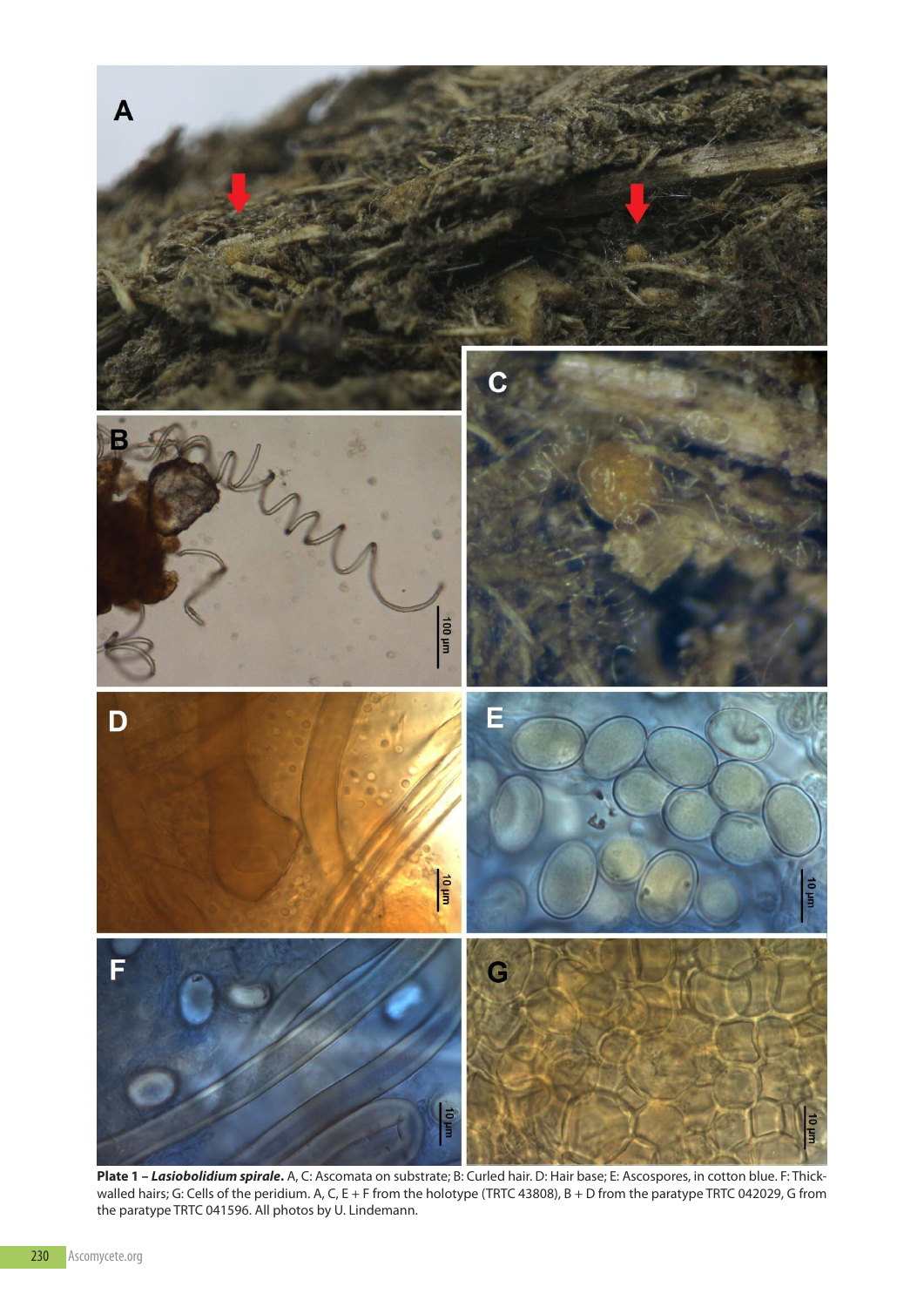**Plate 1 – *Lasiobolidium spirale*.** A, C: Ascomata on substrate; B: Curled hair. D: Hair base; E: Ascospores, in cotton blue. F: Thick-walled hairs; G: Cells of the peridium. A, C, E + F from the holotype (TRTC 43808), B + D from the paratype TRTC 042029, G from the paratype TRTC 041596. All photos by U. Lindemann.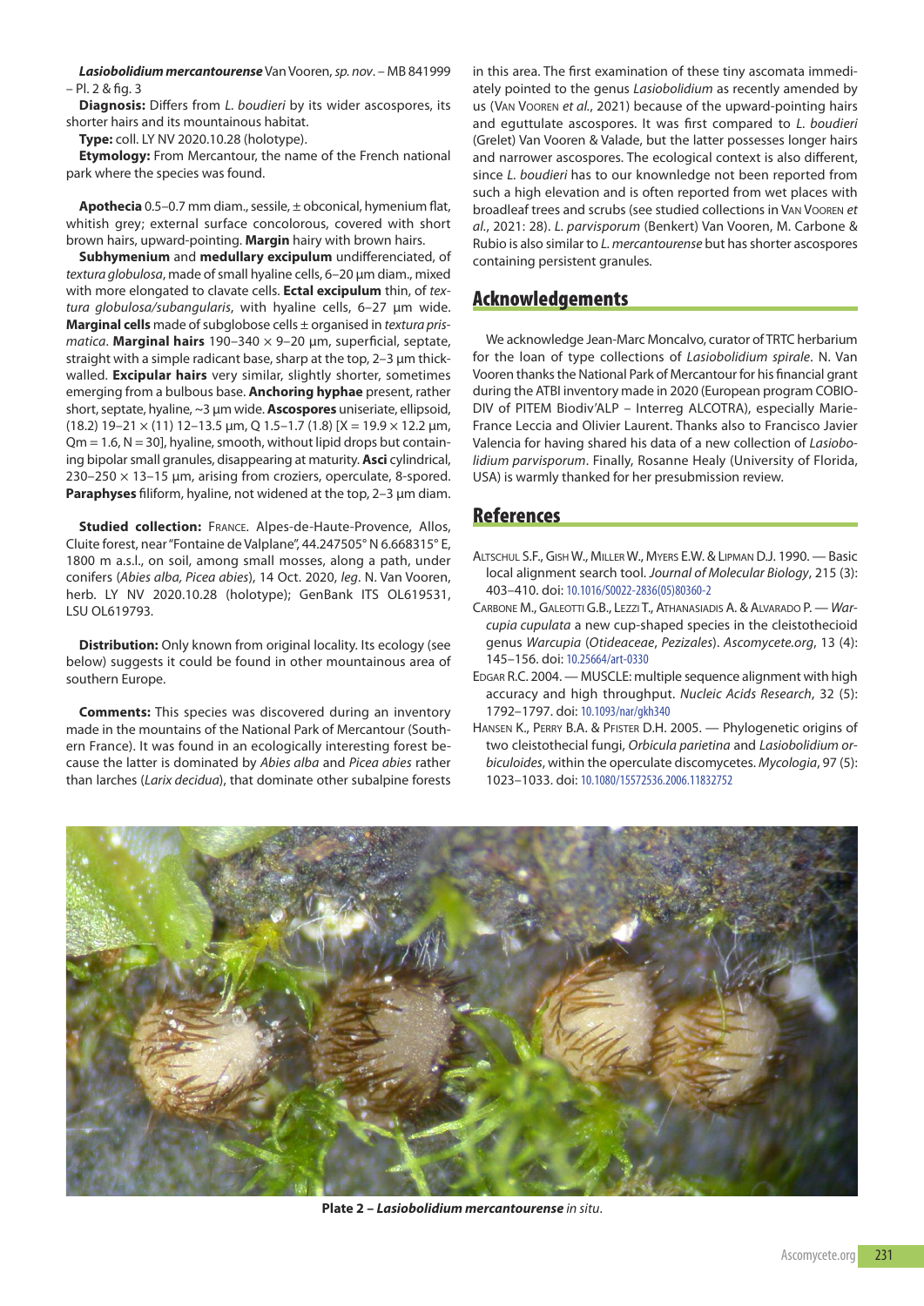***Lasiobolidium mercantourense*** Van Vooren, *sp. nov*. – MB 841999 – Pl. 2 & fig. 3

**Diagnosis:** Differs from *L. boudieri* by its wider ascospores, its shorter hairs and its mountainous habitat.

**Type:** coll. LY NV 2020.10.28 (holotype).

**Etymology:** From Mercantour, the name of the French national park where the species was found.

**Apothecia** 0.5–0.7 mm diam., sessile, ± obconical, hymenium flat, whitish grey; external surface concolorous, covered with short brown hairs, upward-pointing. **Margin** hairy with brown hairs.

**Subhymenium** and **medullary excipulum** undifferenciated, of *textura globulosa*, made of small hyaline cells, 6–20 µm diam., mixed with more elongated to clavate cells. **Ectal excipulum** thin, of *textura globulosa/subangularis*, with hyaline cells, 6–27 µm wide. **Marginal cells** made of subglobose cells ± organised in *textura prismatica*. **Marginal hairs** 190–340 × 9–20 µm, superficial, septate, straight with a simple radicant base, sharp at the top, 2–3 µm thick-walled. **Excipular hairs** very similar, slightly shorter, sometimes emerging from a bulbous base. **Anchoring hyphae** present, rather short, septate, hyaline, ~3 µm wide. **Ascospores** uniseriate, ellipsoid, (18.2) 19–21 × (11) 12–13.5 µm, Q 1.5–1.7 (1.8) [X = 19.9 × 12.2 µm, Qm = 1.6, N = 30], hyaline, smooth, without lipid drops but containing bipolar small granules, disappearing at maturity. **Asci** cylindrical, 230–250 × 13–15 µm, arising from croziers, operculate, 8-spored. **Paraphyses** filiform, hyaline, not widened at the top, 2–3 µm diam.

**Studied collection:** FRANCE. Alpes-de-Haute-Provence, Allos, Cluite forest, near "Fontaine de Valplane", 44.247505° N 6.668315° E, 1800 m a.s.l., on soil, among small mosses, along a path, under conifers (*Abies alba, Picea abies*), 14 Oct. 2020, *leg*. N. Van Vooren, herb. LY NV 2020.10.28 (holotype); GenBank ITS OL619531, LSU OL619793.

**Distribution:** Only known from original locality. Its ecology (see below) suggests it could be found in other mountainous area of southern Europe.

**Comments:** This species was discovered during an inventory made in the mountains of the National Park of Mercantour (Southern France). It was found in an ecologically interesting forest because the latter is dominated by *Abies alba* and *Picea abies* rather than larches (*Larix decidua*), that dominate other subalpine forests in this area. The first examination of these tiny ascomata immediately pointed to the genus *Lasiobolidium* as recently amended by us (Van Vooren *et al.*, 2021) because of the upward-pointing hairs and eguttulate ascospores. It was first compared to *L. boudieri* (Grelet) Van Vooren & Valade, but the latter possesses longer hairs and narrower ascospores. The ecological context is also different, since *L. boudieri* has to our knownledge not been reported from such a high elevation and is often reported from wet places with broadleaf trees and scrubs (see studied collections in Van Vooren *et al.*, 2021: 28). *L. parvisporum* (Benkert) Van Vooren, M. Carbone & Rubio is also similar to *L. mercantourense* but has shorter ascospores containing persistent granules.

## Acknowledgements

We acknowledge Jean-Marc Moncalvo, curator of TRTC herbarium for the loan of type collections of *Lasiobolidium spirale*. N. Van Vooren thanks the National Park of Mercantour for his financial grant during the ATBI inventory made in 2020 (European program COBIODIV of PITEM Biodiv'ALP – Interreg ALCOTRA), especially Marie-France Leccia and Olivier Laurent. Thanks also to Francisco Javier Valencia for having shared his data of a new collection of *Lasiobolidium parvisporum*. Finally, Rosanne Healy (University of Florida, USA) is warmly thanked for her presubmission review.

## References

Altschul S.F., Gish W., Miller W., Myers E.W. & Lipman D.J. 1990. — Basic local alignment search tool. *Journal of Molecular Biology*, 215 (3): 403–410. doi: 10.1016/S0022-2836(05)80360-2

Carbone M., Galeotti G.B., Lezzi T., Athanasiadis A. & Alvarado P. — *Warcupia cupulata* a new cup-shaped species in the cleistothecioid genus *Warcupia* (*Otideaceae*, *Pezizales*). *Ascomycete.org*, 13 (4): 145–156. doi: 10.25664/art-0330

Edgar R.C. 2004. — MUSCLE: multiple sequence alignment with high accuracy and high throughput. *Nucleic Acids Research*, 32 (5): 1792–1797. doi: 10.1093/nar/gkh340

Hansen K., Perry B.A. & Pfister D.H. 2005. — Phylogenetic origins of two cleistothecial fungi, *Orbicula parietina* and *Lasiobolidium orbiculoides*, within the operculate discomycetes. *Mycologia*, 97 (5): 1023–1033. doi: 10.1080/15572536.2006.11832752

**Plate 2 – *Lasiobolidium mercantourense*** *in situ*.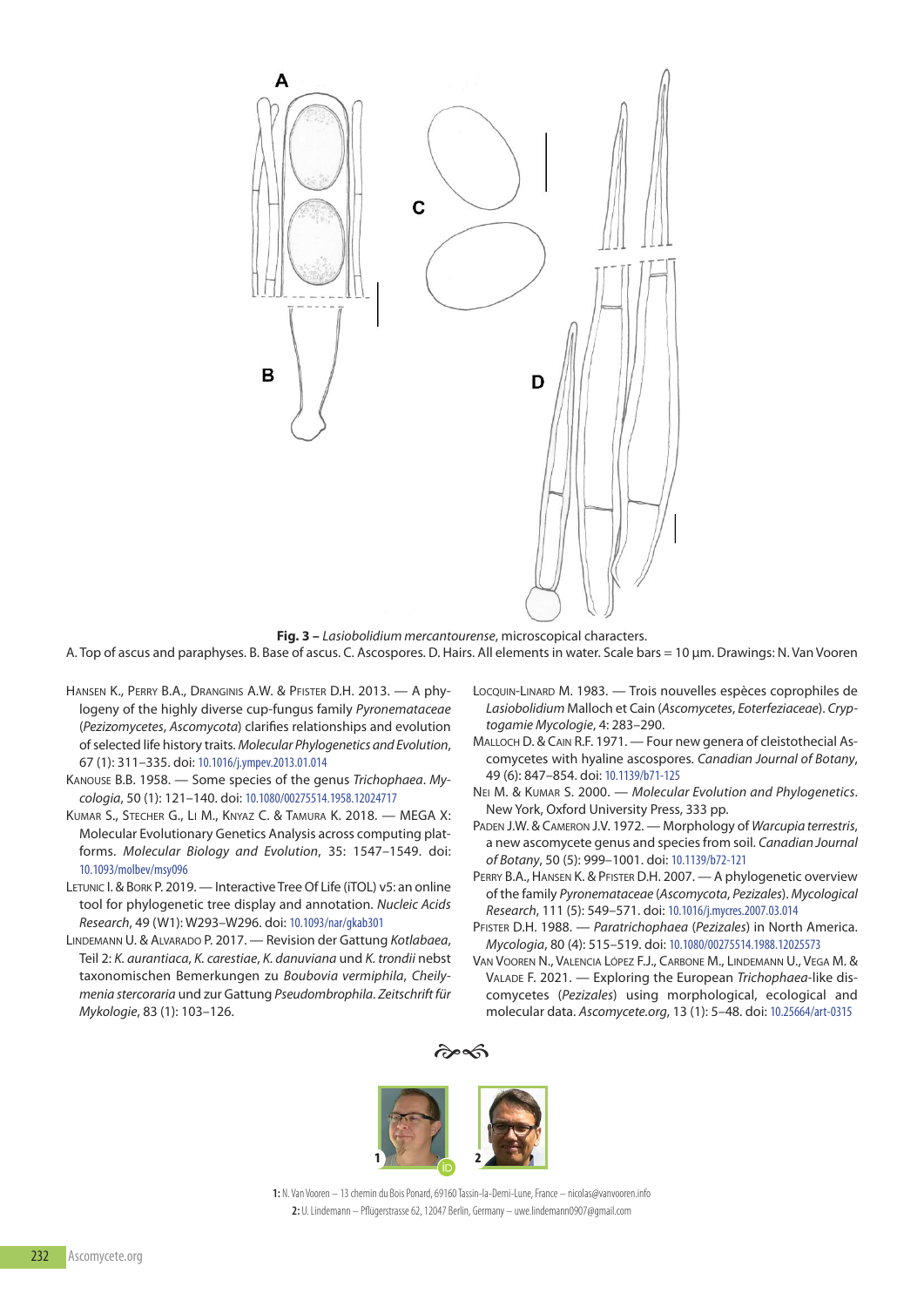Fig. 3 – *Lasiobolidium mercantourense*, microscopical characters.
A. Top of ascus and paraphyses. B. Base of ascus. C. Ascospores. D. Hairs. All elements in water. Scale bars = 10 µm. Drawings: N. Van Vooren

Hansen K., Perry B.A., Dranginis A.W. & Pfister D.H. 2013. — A phylogeny of the highly diverse cup-fungus family *Pyronemataceae* (*Pezizomycetes*, *Ascomycota*) clarifies relationships and evolution of selected life history traits. *Molecular Phylogenetics and Evolution*, 67 (1): 311–335. doi: 10.1016/j.ympev.2013.01.014

Kanouse B.B. 1958. — Some species of the genus *Trichophaea*. *Mycologia*, 50 (1): 121–140. doi: 10.1080/00275514.1958.12024717

Kumar S., Stecher G., Li M., Knyaz C. & Tamura K. 2018. — MEGA X: Molecular Evolutionary Genetics Analysis across computing platforms. *Molecular Biology and Evolution*, 35: 1547–1549. doi: 10.1093/molbev/msy096

Letunic I. & Bork P. 2019. — Interactive Tree Of Life (iTOL) v5: an online tool for phylogenetic tree display and annotation. *Nucleic Acids Research*, 49 (W1): W293–W296. doi: 10.1093/nar/gkab301

Lindemann U. & Alvarado P. 2017. — Revision der Gattung *Kotlabaea*, Teil 2: *K. aurantiaca*, *K. carestiae*, *K. danuviana* und *K. trondii* nebst taxonomischen Bemerkungen zu *Boubovia vermiphila*, *Cheilymenia stercoraria* und zur Gattung *Pseudombrophila*. *Zeitschrift für Mykologie*, 83 (1): 103–126.

Locquin-Linard M. 1983. — Trois nouvelles espèces coprophiles de *Lasiobolidium* Malloch et Cain (*Ascomycetes*, *Eoterfeziaceae*). *Cryptogamie Mycologie*, 4: 283–290.

Malloch D. & Cain R.F. 1971. — Four new genera of cleistothecial Ascomycetes with hyaline ascospores. *Canadian Journal of Botany*, 49 (6): 847–854. doi: 10.1139/b71-125

Nei M. & Kumar S. 2000. — *Molecular Evolution and Phylogenetics*. New York, Oxford University Press, 333 pp.

Paden J.W. & Cameron J.V. 1972. — Morphology of *Warcupia terrestris*, a new ascomycete genus and species from soil. *Canadian Journal of Botany*, 50 (5): 999–1001. doi: 10.1139/b72-121

Perry B.A., Hansen K. & Pfister D.H. 2007. — A phylogenetic overview of the family *Pyronemataceae* (*Ascomycota*, *Pezizales*). *Mycological Research*, 111 (5): 549–571. doi: 10.1016/j.mycres.2007.03.014

Pfister D.H. 1988. — *Paratrichophaea* (*Pezizales*) in North America. *Mycologia*, 80 (4): 515–519. doi: 10.1080/00275514.1988.12025573

Van Vooren N., Valencia López F.J., Carbone M., Lindemann U., Vega M. & Valade F. 2021. — Exploring the European *Trichophaea*-like discomycetes (*Pezizales*) using morphological, ecological and molecular data. *Ascomycete.org*, 13 (1): 5–48. doi: 10.25664/art-0315

1: N. Van Vooren – 13 chemin du Bois Ponard, 69160 Tassin-la-Demi-Lune, France – nicolas@vanvooren.info
2: U. Lindemann – Pflügerstrasse 62, 12047 Berlin, Germany – uwe.lindemann0907@gmail.com